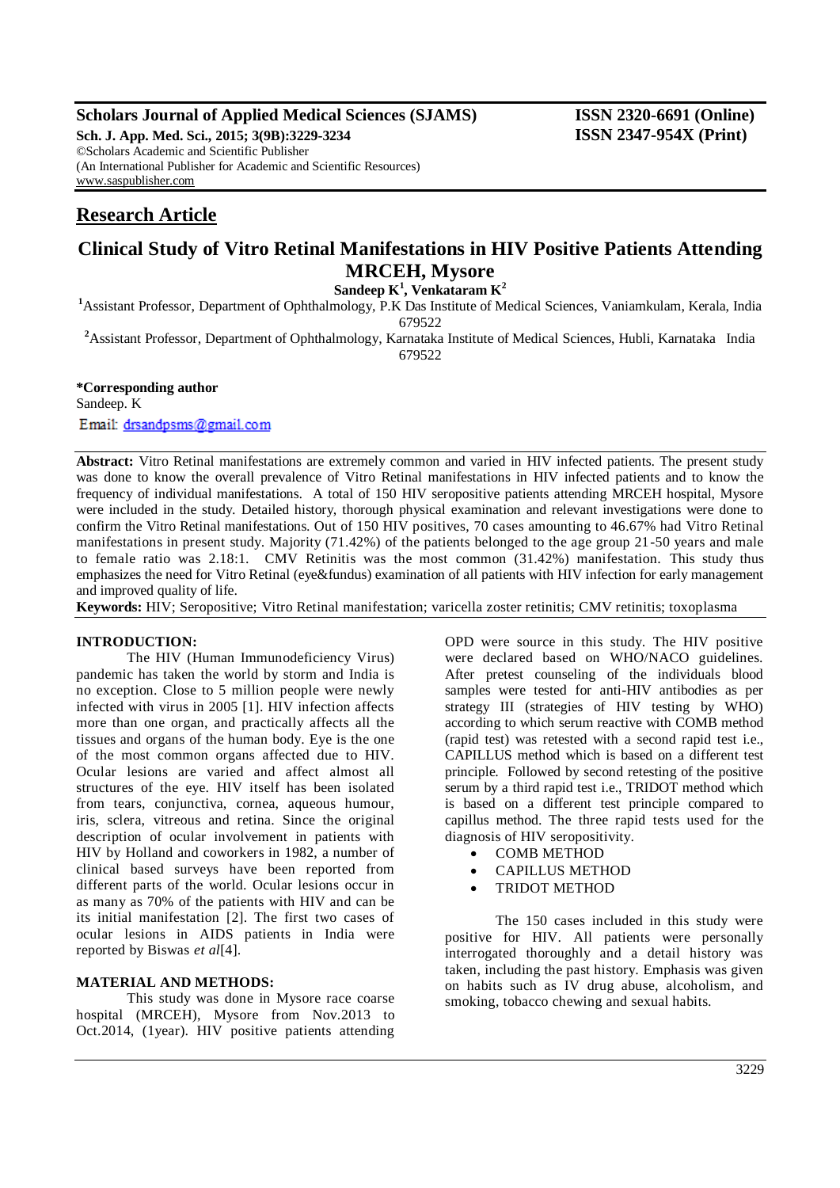**Scholars Journal of Applied Medical Sciences (SJAMS)** **ISSN 2320-6691 (Online)**
**Sch. J. App. Med. Sci., 2015; 3(9B):3229-3234** **ISSN 2347-954X (Print)**
©Scholars Academic and Scientific Publisher
(An International Publisher for Academic and Scientific Resources)
www.saspublisher.com

## Research Article

# Clinical Study of Vitro Retinal Manifestations in HIV Positive Patients Attending MRCEH, Mysore

**Sandeep K[1], Venkataram K[2]**

[1]Assistant Professor, Department of Ophthalmology, P.K Das Institute of Medical Sciences, Vaniamkulam, Kerala, India 679522

[2]Assistant Professor, Department of Ophthalmology, Karnataka Institute of Medical Sciences, Hubli, Karnataka India 679522

**\*Corresponding author**
Sandeep. K
Email: drsandpsms@gmail.com

**Abstract:** Vitro Retinal manifestations are extremely common and varied in HIV infected patients. The present study was done to know the overall prevalence of Vitro Retinal manifestations in HIV infected patients and to know the frequency of individual manifestations. A total of 150 HIV seropositive patients attending MRCEH hospital, Mysore were included in the study. Detailed history, thorough physical examination and relevant investigations were done to confirm the Vitro Retinal manifestations. Out of 150 HIV positives, 70 cases amounting to 46.67% had Vitro Retinal manifestations in present study. Majority (71.42%) of the patients belonged to the age group 21-50 years and male to female ratio was 2.18:1. CMV Retinitis was the most common (31.42%) manifestation. This study thus emphasizes the need for Vitro Retinal (eye&fundus) examination of all patients with HIV infection for early management and improved quality of life.

**Keywords:** HIV; Seropositive; Vitro Retinal manifestation; varicella zoster retinitis; CMV retinitis; toxoplasma

## INTRODUCTION:

The HIV (Human Immunodeficiency Virus) pandemic has taken the world by storm and India is no exception. Close to 5 million people were newly infected with virus in 2005 [1]. HIV infection affects more than one organ, and practically affects all the tissues and organs of the human body. Eye is the one of the most common organs affected due to HIV. Ocular lesions are varied and affect almost all structures of the eye. HIV itself has been isolated from tears, conjunctiva, cornea, aqueous humour, iris, sclera, vitreous and retina. Since the original description of ocular involvement in patients with HIV by Holland and coworkers in 1982, a number of clinical based surveys have been reported from different parts of the world. Ocular lesions occur in as many as 70% of the patients with HIV and can be its initial manifestation [2]. The first two cases of ocular lesions in AIDS patients in India were reported by Biswas *et al*[4].

## MATERIAL AND METHODS:

This study was done in Mysore race coarse hospital (MRCEH), Mysore from Nov.2013 to Oct.2014, (1year). HIV positive patients attending OPD were source in this study. The HIV positive were declared based on WHO/NACO guidelines. After pretest counseling of the individuals blood samples were tested for anti-HIV antibodies as per strategy III (strategies of HIV testing by WHO) according to which serum reactive with COMB method (rapid test) was retested with a second rapid test i.e., CAPILLUS method which is based on a different test principle. Followed by second retesting of the positive serum by a third rapid test i.e., TRIDOT method which is based on a different test principle compared to capillus method. The three rapid tests used for the diagnosis of HIV seropositivity.

- COMB METHOD
- CAPILLUS METHOD
- TRIDOT METHOD

The 150 cases included in this study were positive for HIV. All patients were personally interrogated thoroughly and a detail history was taken, including the past history. Emphasis was given on habits such as IV drug abuse, alcoholism, and smoking, tobacco chewing and sexual habits.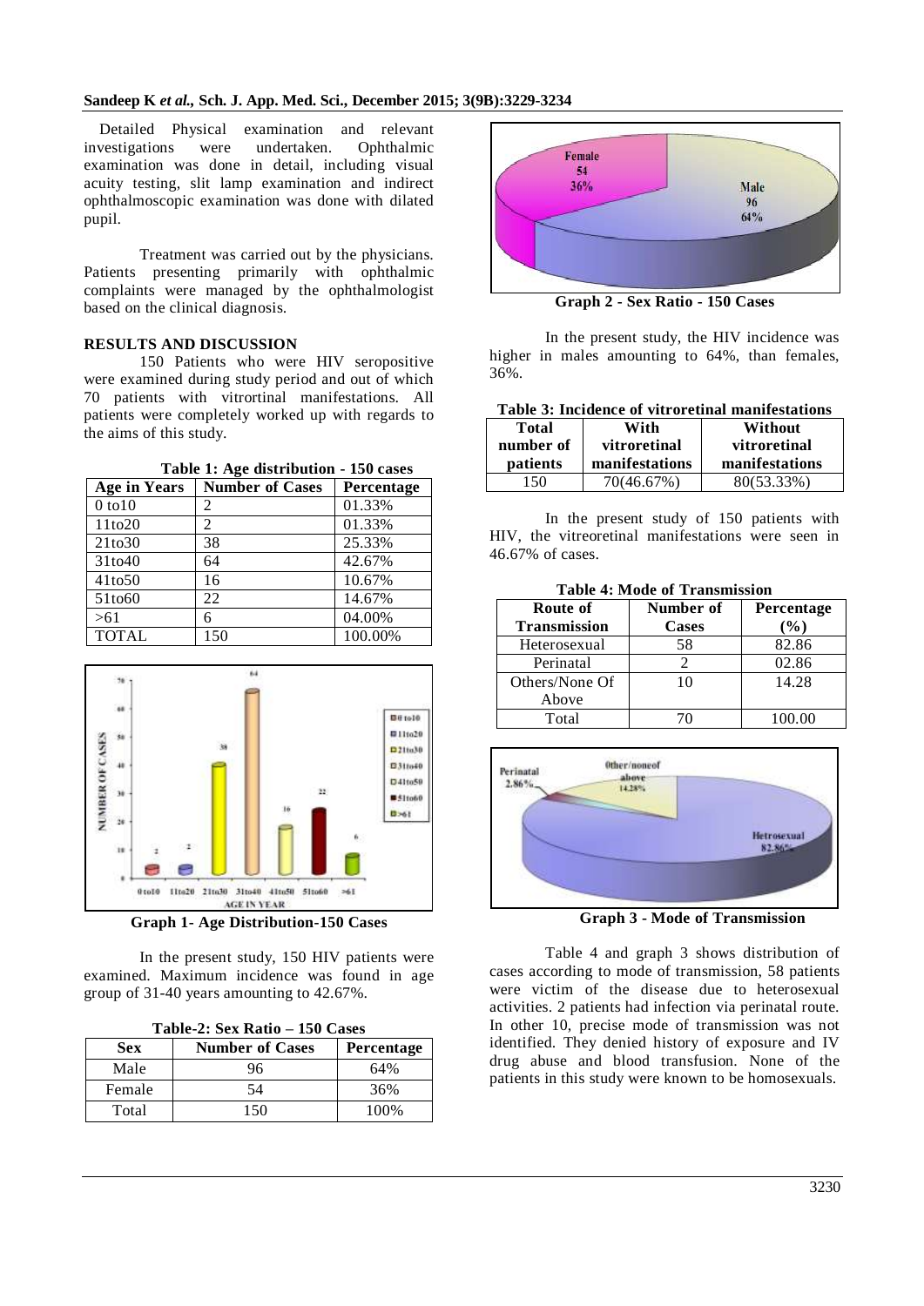Detailed Physical examination and relevant investigations were undertaken. Ophthalmic examination was done in detail, including visual acuity testing, slit lamp examination and indirect ophthalmoscopic examination was done with dilated pupil.

Treatment was carried out by the physicians. Patients presenting primarily with ophthalmic complaints were managed by the ophthalmologist based on the clinical diagnosis.

## RESULTS AND DISCUSSION

150 Patients who were HIV seropositive were examined during study period and out of which 70 patients with vitrortinal manifestations. All patients were completely worked up with regards to the aims of this study.

**Table 1: Age distribution - 150 cases**

| Age in Years | Number of Cases | Percentage |
|---|---|---|
| 0 to10 | 2 | 01.33% |
| 11to20 | 2 | 01.33% |
| 21to30 | 38 | 25.33% |
| 31to40 | 64 | 42.67% |
| 41to50 | 16 | 10.67% |
| 51to60 | 22 | 14.67% |
| >61 | 6 | 04.00% |
| TOTAL | 150 | 100.00% |

**Graph 1- Age Distribution-150 Cases**

In the present study, 150 HIV patients were examined. Maximum incidence was found in age group of 31-40 years amounting to 42.67%.

**Table-2: Sex Ratio – 150 Cases**

| Sex | Number of Cases | Percentage |
|---|---|---|
| Male | 96 | 64% |
| Female | 54 | 36% |
| Total | 150 | 100% |

**Graph 2 - Sex Ratio - 150 Cases**

In the present study, the HIV incidence was higher in males amounting to 64%, than females, 36%.

**Table 3: Incidence of vitroretinal manifestations**

| Total number of patients | With vitroretinal manifestations | Without vitroretinal manifestations |
|---|---|---|
| 150 | 70(46.67%) | 80(53.33%) |

In the present study of 150 patients with HIV, the vitreoretinal manifestations were seen in 46.67% of cases.

**Table 4: Mode of Transmission**

| Route of Transmission | Number of Cases | Percentage (%) |
|---|---|---|
| Heterosexual | 58 | 82.86 |
| Perinatal | 2 | 02.86 |
| Others/None Of Above | 10 | 14.28 |
| Total | 70 | 100.00 |

**Graph 3 - Mode of Transmission**

Table 4 and graph 3 shows distribution of cases according to mode of transmission, 58 patients were victim of the disease due to heterosexual activities. 2 patients had infection via perinatal route. In other 10, precise mode of transmission was not identified. They denied history of exposure and IV drug abuse and blood transfusion. None of the patients in this study were known to be homosexuals.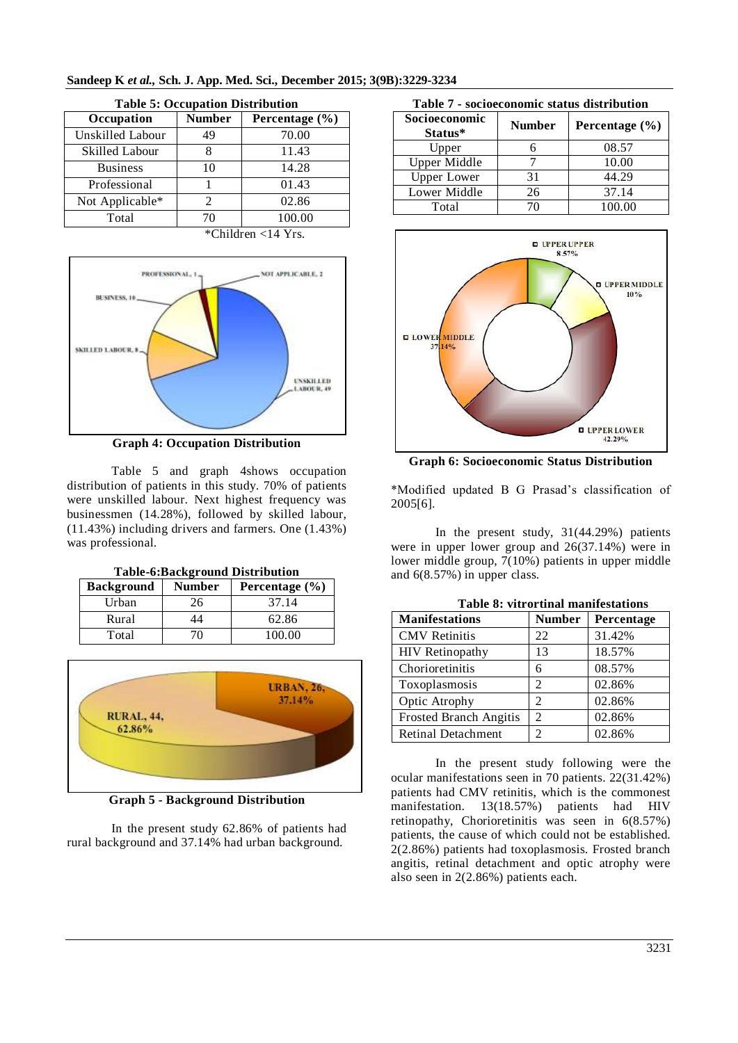**Table 5: Occupation Distribution**

| Occupation | Number | Percentage (%) |
|---|---|---|
| Unskilled Labour | 49 | 70.00 |
| Skilled Labour | 8 | 11.43 |
| Business | 10 | 14.28 |
| Professional | 1 | 01.43 |
| Not Applicable* | 2 | 02.86 |
| Total | 70 | 100.00 |

*Children <14 Yrs.

**Graph 4: Occupation Distribution**

Table 5 and graph 4shows occupation distribution of patients in this study. 70% of patients were unskilled labour. Next highest frequency was businessmen (14.28%), followed by skilled labour, (11.43%) including drivers and farmers. One (1.43%) was professional.

**Table-6:Background Distribution**

| Background | Number | Percentage (%) |
|---|---|---|
| Urban | 26 | 37.14 |
| Rural | 44 | 62.86 |
| Total | 70 | 100.00 |

**Graph 5 - Background Distribution**

In the present study 62.86% of patients had rural background and 37.14% had urban background.

**Table 7 - socioeconomic status distribution**

| Socioeconomic Status* | Number | Percentage (%) |
|---|---|---|
| Upper | 6 | 08.57 |
| Upper Middle | 7 | 10.00 |
| Upper Lower | 31 | 44.29 |
| Lower Middle | 26 | 37.14 |
| Total | 70 | 100.00 |

**Graph 6: Socioeconomic Status Distribution**

*Modified updated B G Prasad's classification of 2005[6].

In the present study, 31(44.29%) patients were in upper lower group and 26(37.14%) were in lower middle group, 7(10%) patients in upper middle and 6(8.57%) in upper class.

**Table 8: vitrortinal manifestations**

| Manifestations | Number | Percentage |
|---|---|---|
| CMV Retinitis | 22 | 31.42% |
| HIV Retinopathy | 13 | 18.57% |
| Chorioretinitis | 6 | 08.57% |
| Toxoplasmosis | 2 | 02.86% |
| Optic Atrophy | 2 | 02.86% |
| Frosted Branch Angitis | 2 | 02.86% |
| Retinal Detachment | 2 | 02.86% |

In the present study following were the ocular manifestations seen in 70 patients. 22(31.42%) patients had CMV retinitis, which is the commonest manifestation. 13(18.57%) patients had HIV retinopathy, Chorioretinitis was seen in 6(8.57%) patients, the cause of which could not be established. 2(2.86%) patients had toxoplasmosis. Frosted branch angitis, retinal detachment and optic atrophy were also seen in 2(2.86%) patients each.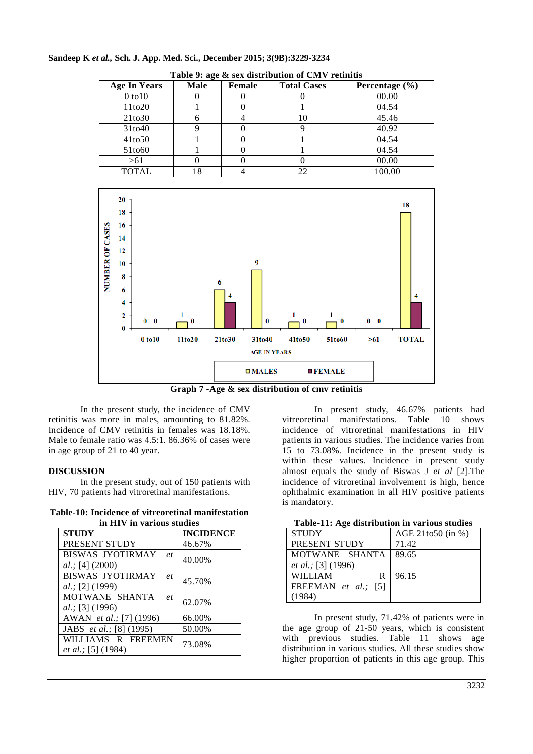**Table 9: age & sex distribution of CMV retinitis**

| Age In Years | Male | Female | Total Cases | Percentage (%) |
|---|---|---|---|---|
| 0 to10 | 0 | 0 | 0 | 00.00 |
| 11to20 | 1 | 0 | 1 | 04.54 |
| 21to30 | 6 | 4 | 10 | 45.46 |
| 31to40 | 9 | 0 | 9 | 40.92 |
| 41to50 | 1 | 0 | 1 | 04.54 |
| 51to60 | 1 | 0 | 1 | 04.54 |
| >61 | 0 | 0 | 0 | 00.00 |
| TOTAL | 18 | 4 | 22 | 100.00 |

**Graph 7 -Age & sex distribution of cmv retinitis**

In the present study, the incidence of CMV retinitis was more in males, amounting to 81.82%. Incidence of CMV retinitis in females was 18.18%. Male to female ratio was 4.5:1. 86.36% of cases were in age group of 21 to 40 year.

## DISCUSSION

In the present study, out of 150 patients with HIV, 70 patients had vitroretinal manifestations.

**Table-10: Incidence of vitreoretinal manifestation in HIV in various studies**

| STUDY | INCIDENCE |
|---|---|
| PRESENT STUDY | 46.67% |
| BISWAS JYOTIRMAY *et al.;* [4] (2000) | 40.00% |
| BISWAS JYOTIRMAY *et al.;* [2] (1999) | 45.70% |
| MOTWANE SHANTA *et al.;* [3] (1996) | 62.07% |
| AWAN *et al.;* [7] (1996) | 66.00% |
| JABS *et al.;* [8] (1995) | 50.00% |
| WILLIAMS R FREEMEN *et al.;* [5] (1984) | 73.08% |

In present study, 46.67% patients had vitreoretinal manifestations. Table 10 shows incidence of vitroretinal manifestations in HIV patients in various studies. The incidence varies from 15 to 73.08%. Incidence in the present study is within these values. Incidence in present study almost equals the study of Biswas J *et al* [2].The incidence of vitroretinal involvement is high, hence ophthalmic examination in all HIV positive patients is mandatory.

**Table-11: Age distribution in various studies**

| STUDY | AGE 21to50 (in %) |
|---|---|
| PRESENT STUDY | 71.42 |
| MOTWANE SHANTA *et al.;* [3] (1996) | 89.65 |
| WILLIAM R FREEMAN *et al.;* [5] (1984) | 96.15 |

In present study, 71.42% of patients were in the age group of 21-50 years, which is consistent with previous studies. Table 11 shows age distribution in various studies. All these studies show higher proportion of patients in this age group. This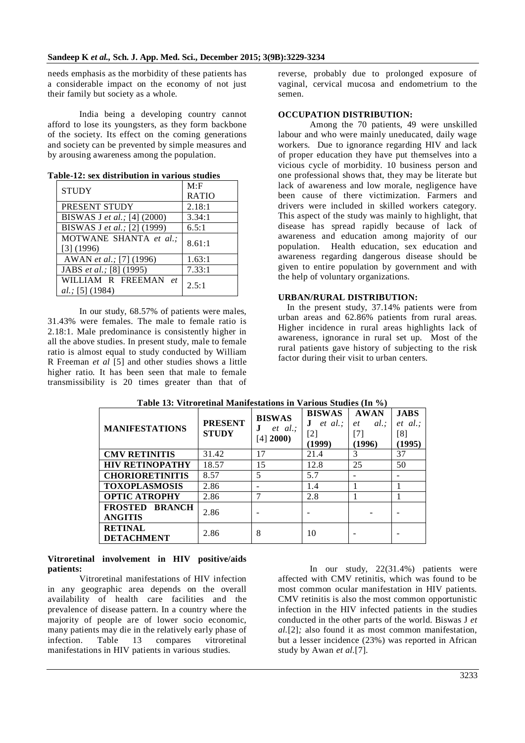needs emphasis as the morbidity of these patients has a considerable impact on the economy of not just their family but society as a whole.

India being a developing country cannot afford to lose its youngsters, as they form backbone of the society. Its effect on the coming generations and society can be prevented by simple measures and by arousing awareness among the population.

**Table-12: sex distribution in various studies**

| STUDY | M:F RATIO |
|---|---|
| PRESENT STUDY | 2.18:1 |
| BISWAS J *et al.;* [4] (2000) | 3.34:1 |
| BISWAS J *et al.;* [2] (1999) | 6.5:1 |
| MOTWANE SHANTA *et al.;* [3] (1996) | 8.61:1 |
| AWAN *et al.;* [7] (1996) | 1.63:1 |
| JABS *et al.;* [8] (1995) | 7.33:1 |
| WILLIAM R FREEMAN *et al.;* [5] (1984) | 2.5:1 |

In our study, 68.57% of patients were males, 31.43% were females. The male to female ratio is 2.18:1. Male predominance is consistently higher in all the above studies. In present study, male to female ratio is almost equal to study conducted by William R Freeman *et al* [5] and other studies shows a little higher ratio. It has been seen that male to female transmissibility is 20 times greater than that of reverse, probably due to prolonged exposure of vaginal, cervical mucosa and endometrium to the semen.

**OCCUPATION DISTRIBUTION:**

Among the 70 patients, 49 were unskilled labour and who were mainly uneducated, daily wage workers. Due to ignorance regarding HIV and lack of proper education they have put themselves into a vicious cycle of morbidity. 10 business person and one professional shows that, they may be literate but lack of awareness and low morale, negligence have been cause of there victimization. Farmers and drivers were included in skilled workers category. This aspect of the study was mainly to highlight, that disease has spread rapidly because of lack of awareness and education among majority of our population. Health education, sex education and awareness regarding dangerous disease should be given to entire population by government and with the help of voluntary organizations.

**URBAN/RURAL DISTRIBUTION:**

In the present study, 37.14% patients were from urban areas and 62.86% patients from rural areas. Higher incidence in rural areas highlights lack of awareness, ignorance in rural set up. Most of the rural patients gave history of subjecting to the risk factor during their visit to urban centers.

**Table 13: Vitroretinal Manifestations in Various Studies (In %)**

| MANIFESTATIONS | PRESENT STUDY | BISWAS J *et al.;* [4] 2000) | BISWAS J *et al.;* [2] (1999) | AWAN *et al.;* [7] (1996) | JABS *et al.;* [8] (1995) |
|---|---|---|---|---|---|
| CMV RETINITIS | 31.42 | 17 | 21.4 | 3 | 37 |
| HIV RETINOPATHY | 18.57 | 15 | 12.8 | 25 | 50 |
| CHORIORETINITIS | 8.57 | 5 | 5.7 | - | - |
| TOXOPLASMOSIS | 2.86 | - | 1.4 | 1 | 1 |
| OPTIC ATROPHY | 2.86 | 7 | 2.8 | 1 | 1 |
| FROSTED BRANCH ANGITIS | 2.86 | - | - | - | - |
| RETINAL DETACHMENT | 2.86 | 8 | 10 | - | - |

**Vitroretinal involvement in HIV positive/aids patients:**

Vitroretinal manifestations of HIV infection in any geographic area depends on the overall availability of health care facilities and the prevalence of disease pattern. In a country where the majority of people are of lower socio economic, many patients may die in the relatively early phase of infection. Table 13 compares vitroretinal manifestations in HIV patients in various studies.

In our study, 22(31.4%) patients were affected with CMV retinitis, which was found to be most common ocular manifestation in HIV patients. CMV retinitis is also the most common opportunistic infection in the HIV infected patients in the studies conducted in the other parts of the world. Biswas J *et al.*[2]; also found it as most common manifestation, but a lesser incidence (23%) was reported in African study by Awan *et al.*[7].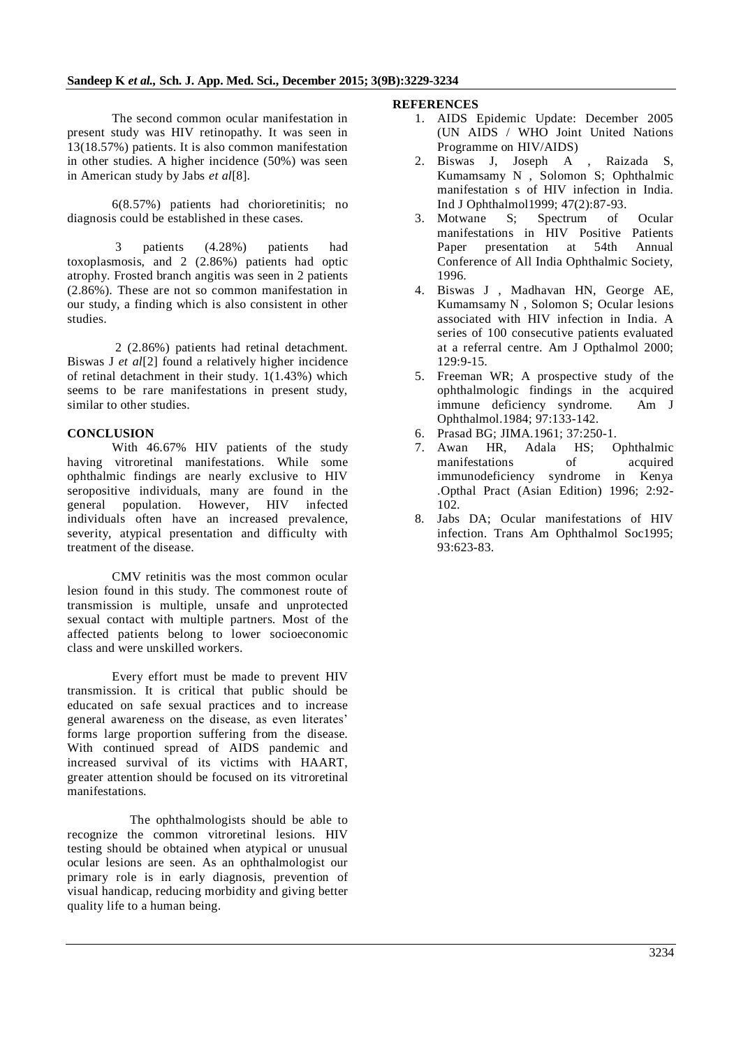The second common ocular manifestation in present study was HIV retinopathy. It was seen in 13(18.57%) patients. It is also common manifestation in other studies. A higher incidence (50%) was seen in American study by Jabs *et al*[8].

6(8.57%) patients had chorioretinitis; no diagnosis could be established in these cases.

3 patients (4.28%) patients had toxoplasmosis, and 2 (2.86%) patients had optic atrophy. Frosted branch angitis was seen in 2 patients (2.86%). These are not so common manifestation in our study, a finding which is also consistent in other studies.

2 (2.86%) patients had retinal detachment. Biswas J *et al*[2] found a relatively higher incidence of retinal detachment in their study. 1(1.43%) which seems to be rare manifestations in present study, similar to other studies.

## CONCLUSION

With 46.67% HIV patients of the study having vitroretinal manifestations. While some ophthalmic findings are nearly exclusive to HIV seropositive individuals, many are found in the general population. However, HIV infected individuals often have an increased prevalence, severity, atypical presentation and difficulty with treatment of the disease.

CMV retinitis was the most common ocular lesion found in this study. The commonest route of transmission is multiple, unsafe and unprotected sexual contact with multiple partners. Most of the affected patients belong to lower socioeconomic class and were unskilled workers.

Every effort must be made to prevent HIV transmission. It is critical that public should be educated on safe sexual practices and to increase general awareness on the disease, as even literates' forms large proportion suffering from the disease. With continued spread of AIDS pandemic and increased survival of its victims with HAART, greater attention should be focused on its vitroretinal manifestations.

The ophthalmologists should be able to recognize the common vitroretinal lesions. HIV testing should be obtained when atypical or unusual ocular lesions are seen. As an ophthalmologist our primary role is in early diagnosis, prevention of visual handicap, reducing morbidity and giving better quality life to a human being.

## REFERENCES

1. AIDS Epidemic Update: December 2005 (UN AIDS / WHO Joint United Nations Programme on HIV/AIDS)
2. Biswas J, Joseph A , Raizada S, Kumamsamy N , Solomon S; Ophthalmic manifestation s of HIV infection in India. Ind J Ophthalmol1999; 47(2):87-93.
3. Motwane S; Spectrum of Ocular manifestations in HIV Positive Patients Paper presentation at 54th Annual Conference of All India Ophthalmic Society, 1996.
4. Biswas J , Madhavan HN, George AE, Kumamsamy N , Solomon S; Ocular lesions associated with HIV infection in India. A series of 100 consecutive patients evaluated at a referral centre. Am J Opthalmol 2000; 129:9-15.
5. Freeman WR; A prospective study of the ophthalmologic findings in the acquired immune deficiency syndrome. Am J Ophthalmol.1984; 97:133-142.
6. Prasad BG; JIMA.1961; 37:250-1.
7. Awan HR, Adala HS; Ophthalmic manifestations of acquired immunodeficiency syndrome in Kenya .Opthal Pract (Asian Edition) 1996; 2:92-102.
8. Jabs DA; Ocular manifestations of HIV infection. Trans Am Ophthalmol Soc1995; 93:623-83.